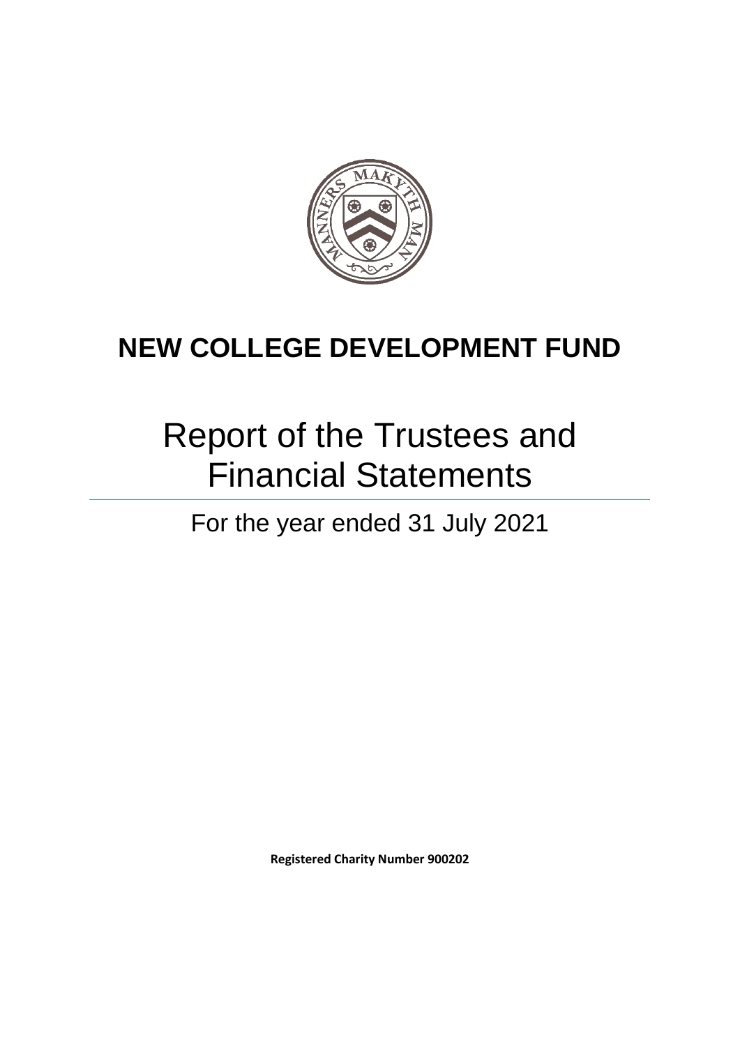# NEW COLLEGE DEVELOPMENT FUND

# Report of the Trustees and Financial Statements

## For the year ended 31 July 2021

**Registered Charity Number 900202**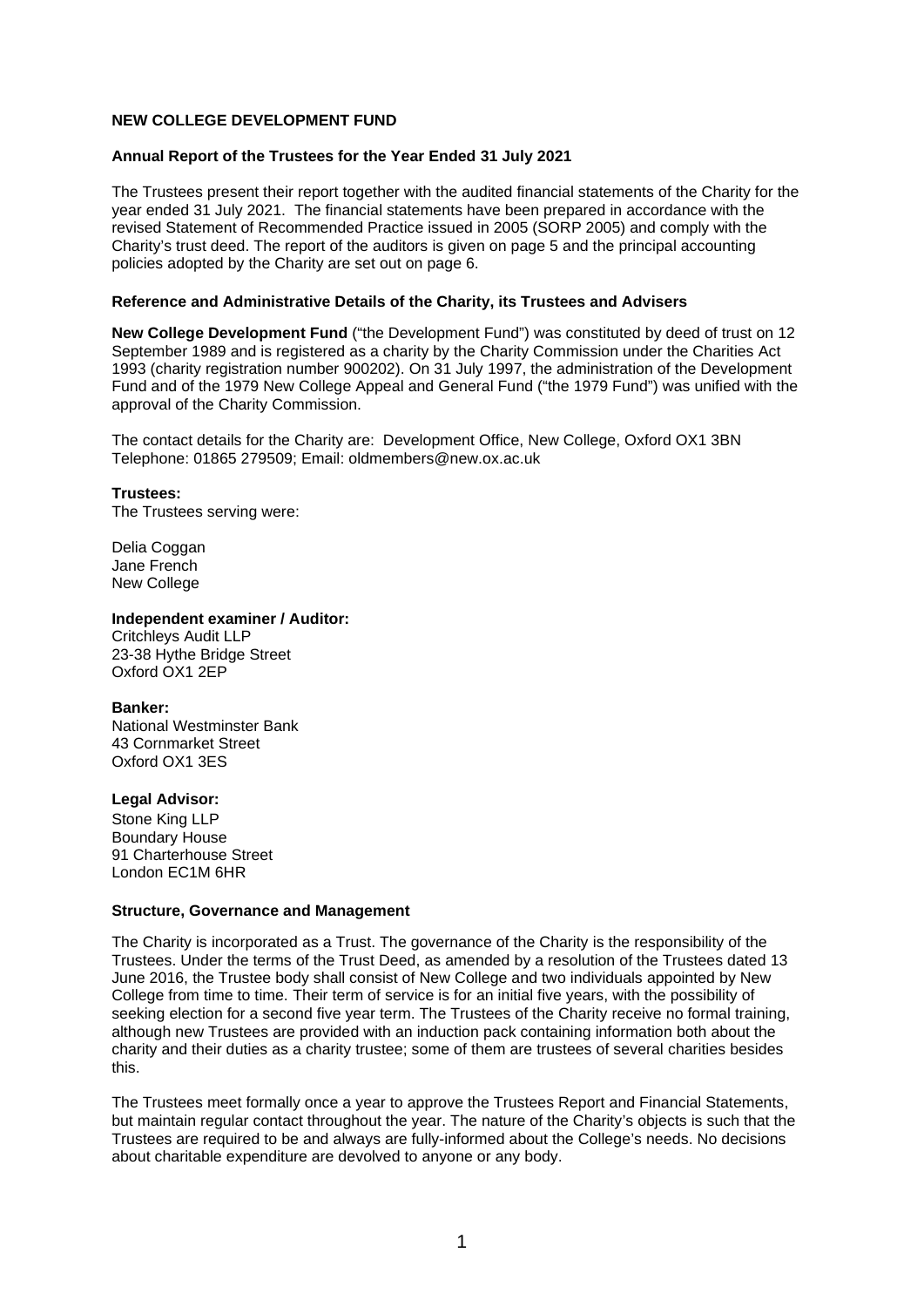**NEW COLLEGE DEVELOPMENT FUND**

**Annual Report of the Trustees for the Year Ended 31 July 2021**

The Trustees present their report together with the audited financial statements of the Charity for the year ended 31 July 2021. The financial statements have been prepared in accordance with the revised Statement of Recommended Practice issued in 2005 (SORP 2005) and comply with the Charity's trust deed. The report of the auditors is given on page 5 and the principal accounting policies adopted by the Charity are set out on page 6.

**Reference and Administrative Details of the Charity, its Trustees and Advisers**

**New College Development Fund** ("the Development Fund") was constituted by deed of trust on 12 September 1989 and is registered as a charity by the Charity Commission under the Charities Act 1993 (charity registration number 900202). On 31 July 1997, the administration of the Development Fund and of the 1979 New College Appeal and General Fund ("the 1979 Fund") was unified with the approval of the Charity Commission.

The contact details for the Charity are: Development Office, New College, Oxford OX1 3BN
Telephone: 01865 279509; Email: oldmembers@new.ox.ac.uk

**Trustees:**
The Trustees serving were:

Delia Coggan
Jane French
New College

**Independent examiner / Auditor:**
Critchleys Audit LLP
23-38 Hythe Bridge Street
Oxford OX1 2EP

**Banker:**
National Westminster Bank
43 Cornmarket Street
Oxford OX1 3ES

**Legal Advisor:**
Stone King LLP
Boundary House
91 Charterhouse Street
London EC1M 6HR

**Structure, Governance and Management**

The Charity is incorporated as a Trust. The governance of the Charity is the responsibility of the Trustees. Under the terms of the Trust Deed, as amended by a resolution of the Trustees dated 13 June 2016, the Trustee body shall consist of New College and two individuals appointed by New College from time to time. Their term of service is for an initial five years, with the possibility of seeking election for a second five year term. The Trustees of the Charity receive no formal training, although new Trustees are provided with an induction pack containing information both about the charity and their duties as a charity trustee; some of them are trustees of several charities besides this.

The Trustees meet formally once a year to approve the Trustees Report and Financial Statements, but maintain regular contact throughout the year. The nature of the Charity's objects is such that the Trustees are required to be and always are fully-informed about the College's needs. No decisions about charitable expenditure are devolved to anyone or any body.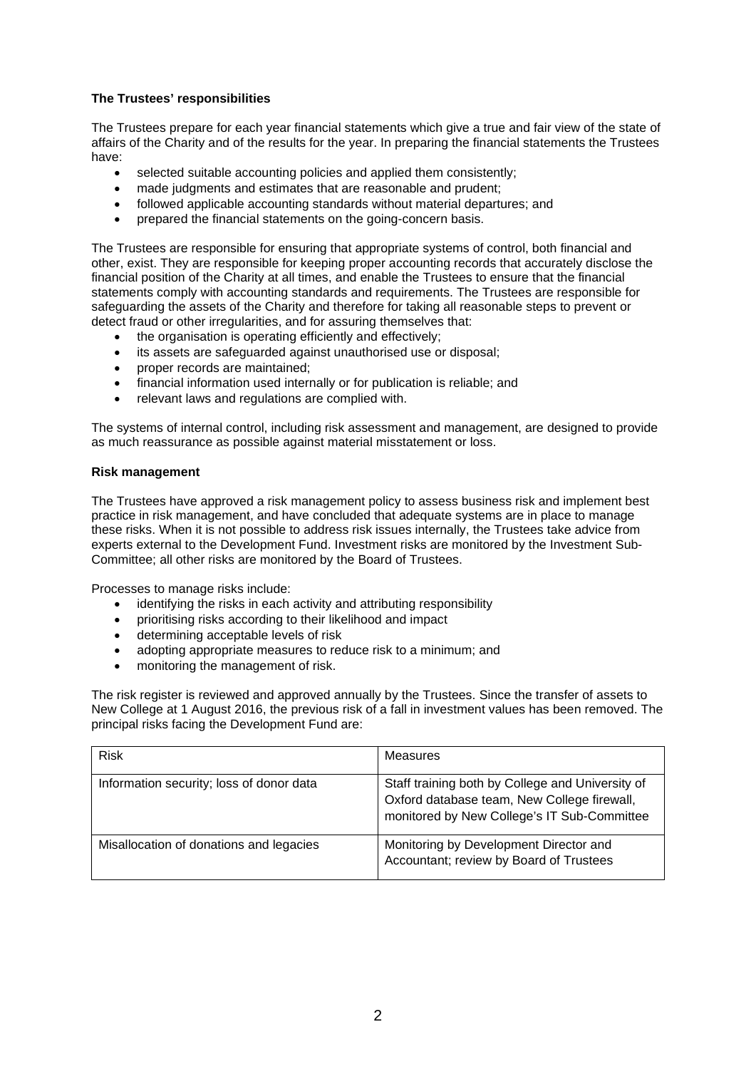**The Trustees' responsibilities**

The Trustees prepare for each year financial statements which give a true and fair view of the state of affairs of the Charity and of the results for the year. In preparing the financial statements the Trustees have:

- selected suitable accounting policies and applied them consistently;
- made judgments and estimates that are reasonable and prudent;
- followed applicable accounting standards without material departures; and
- prepared the financial statements on the going-concern basis.

The Trustees are responsible for ensuring that appropriate systems of control, both financial and other, exist. They are responsible for keeping proper accounting records that accurately disclose the financial position of the Charity at all times, and enable the Trustees to ensure that the financial statements comply with accounting standards and requirements. The Trustees are responsible for safeguarding the assets of the Charity and therefore for taking all reasonable steps to prevent or detect fraud or other irregularities, and for assuring themselves that:

- the organisation is operating efficiently and effectively;
- its assets are safeguarded against unauthorised use or disposal;
- proper records are maintained;
- financial information used internally or for publication is reliable; and
- relevant laws and regulations are complied with.

The systems of internal control, including risk assessment and management, are designed to provide as much reassurance as possible against material misstatement or loss.

**Risk management**

The Trustees have approved a risk management policy to assess business risk and implement best practice in risk management, and have concluded that adequate systems are in place to manage these risks. When it is not possible to address risk issues internally, the Trustees take advice from experts external to the Development Fund. Investment risks are monitored by the Investment Sub-Committee; all other risks are monitored by the Board of Trustees.

Processes to manage risks include:

- identifying the risks in each activity and attributing responsibility
- prioritising risks according to their likelihood and impact
- determining acceptable levels of risk
- adopting appropriate measures to reduce risk to a minimum; and
- monitoring the management of risk.

The risk register is reviewed and approved annually by the Trustees. Since the transfer of assets to New College at 1 August 2016, the previous risk of a fall in investment values has been removed. The principal risks facing the Development Fund are:

| Risk | Measures |
|---|---|
| Information security; loss of donor data | Staff training both by College and University of Oxford database team, New College firewall, monitored by New College's IT Sub-Committee |
| Misallocation of donations and legacies | Monitoring by Development Director and Accountant; review by Board of Trustees |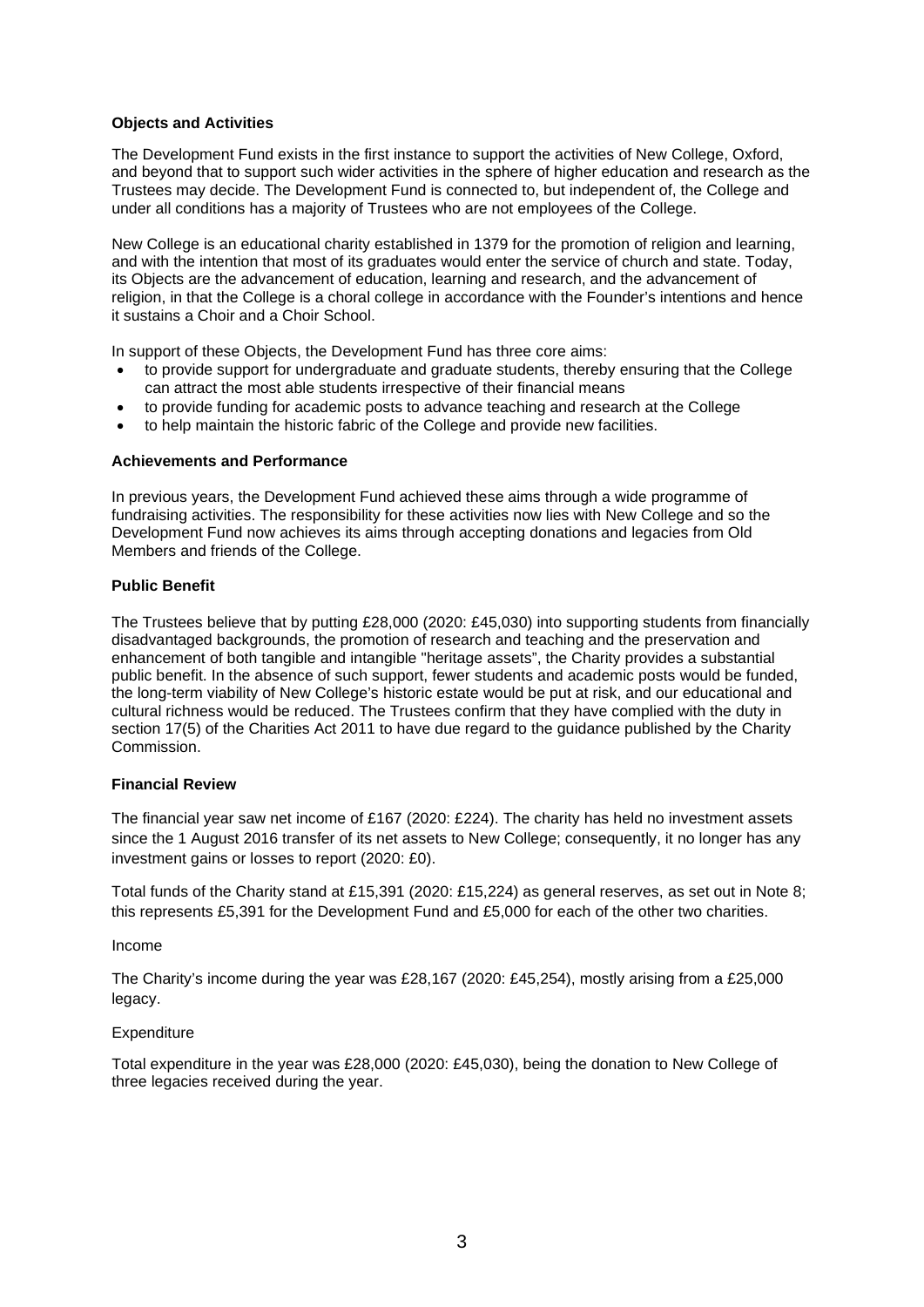**Objects and Activities**

The Development Fund exists in the first instance to support the activities of New College, Oxford, and beyond that to support such wider activities in the sphere of higher education and research as the Trustees may decide. The Development Fund is connected to, but independent of, the College and under all conditions has a majority of Trustees who are not employees of the College.

New College is an educational charity established in 1379 for the promotion of religion and learning, and with the intention that most of its graduates would enter the service of church and state. Today, its Objects are the advancement of education, learning and research, and the advancement of religion, in that the College is a choral college in accordance with the Founder's intentions and hence it sustains a Choir and a Choir School.

In support of these Objects, the Development Fund has three core aims:

- to provide support for undergraduate and graduate students, thereby ensuring that the College can attract the most able students irrespective of their financial means
- to provide funding for academic posts to advance teaching and research at the College
- to help maintain the historic fabric of the College and provide new facilities.

**Achievements and Performance**

In previous years, the Development Fund achieved these aims through a wide programme of fundraising activities. The responsibility for these activities now lies with New College and so the Development Fund now achieves its aims through accepting donations and legacies from Old Members and friends of the College.

**Public Benefit**

The Trustees believe that by putting £28,000 (2020: £45,030) into supporting students from financially disadvantaged backgrounds, the promotion of research and teaching and the preservation and enhancement of both tangible and intangible "heritage assets", the Charity provides a substantial public benefit. In the absence of such support, fewer students and academic posts would be funded, the long-term viability of New College's historic estate would be put at risk, and our educational and cultural richness would be reduced. The Trustees confirm that they have complied with the duty in section 17(5) of the Charities Act 2011 to have due regard to the guidance published by the Charity Commission.

**Financial Review**

The financial year saw net income of £167 (2020: £224). The charity has held no investment assets since the 1 August 2016 transfer of its net assets to New College; consequently, it no longer has any investment gains or losses to report (2020: £0).

Total funds of the Charity stand at £15,391 (2020: £15,224) as general reserves, as set out in Note 8; this represents £5,391 for the Development Fund and £5,000 for each of the other two charities.

Income

The Charity's income during the year was £28,167 (2020: £45,254), mostly arising from a £25,000 legacy.

Expenditure

Total expenditure in the year was £28,000 (2020: £45,030), being the donation to New College of three legacies received during the year.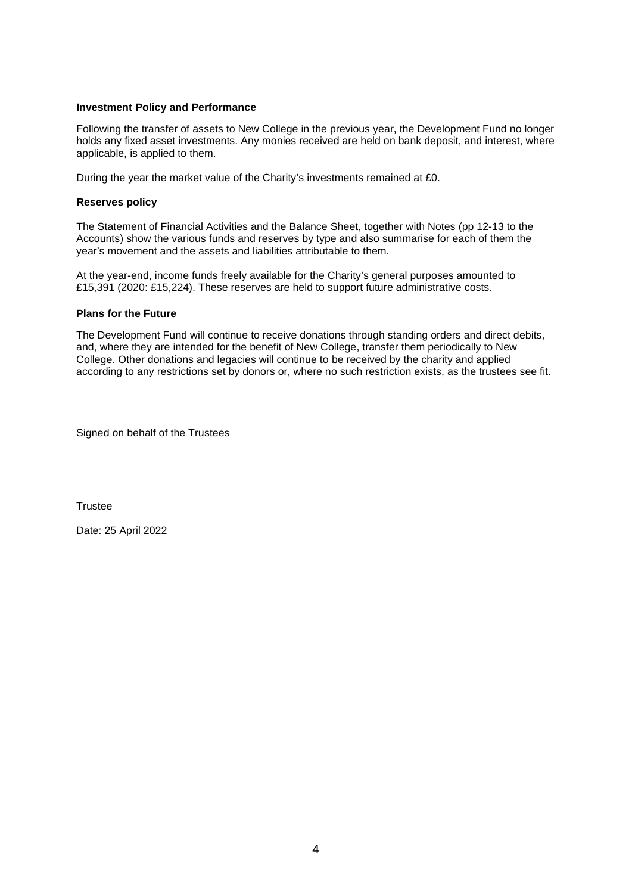### Investment Policy and Performance

Following the transfer of assets to New College in the previous year, the Development Fund no longer holds any fixed asset investments. Any monies received are held on bank deposit, and interest, where applicable, is applied to them.

During the year the market value of the Charity's investments remained at £0.

### Reserves policy

The Statement of Financial Activities and the Balance Sheet, together with Notes (pp 12-13 to the Accounts) show the various funds and reserves by type and also summarise for each of them the year's movement and the assets and liabilities attributable to them.

At the year-end, income funds freely available for the Charity's general purposes amounted to £15,391 (2020: £15,224). These reserves are held to support future administrative costs.

### Plans for the Future

The Development Fund will continue to receive donations through standing orders and direct debits, and, where they are intended for the benefit of New College, transfer them periodically to New College. Other donations and legacies will continue to be received by the charity and applied according to any restrictions set by donors or, where no such restriction exists, as the trustees see fit.

Signed on behalf of the Trustees

Trustee

Date: 25 April 2022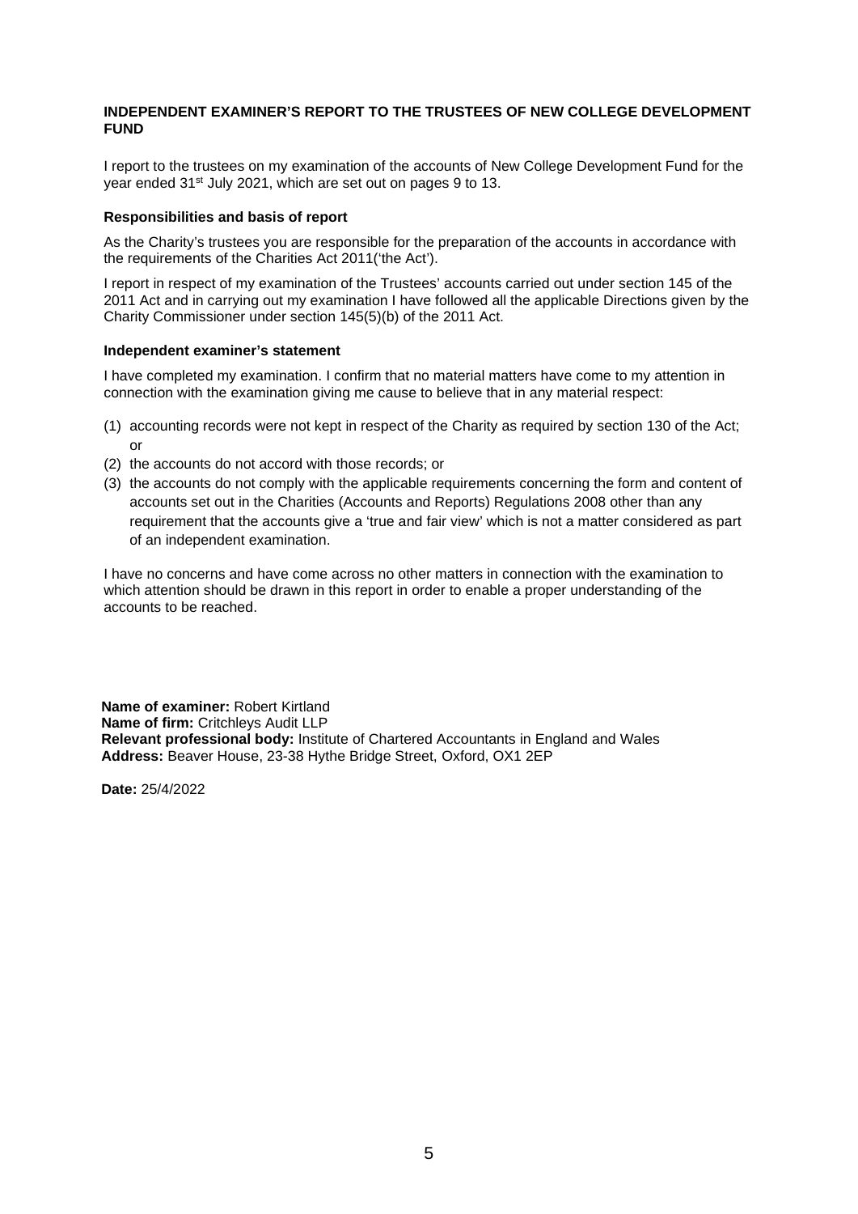# INDEPENDENT EXAMINER'S REPORT TO THE TRUSTEES OF NEW COLLEGE DEVELOPMENT FUND

I report to the trustees on my examination of the accounts of New College Development Fund for the year ended 31st July 2021, which are set out on pages 9 to 13.

### Responsibilities and basis of report

As the Charity's trustees you are responsible for the preparation of the accounts in accordance with the requirements of the Charities Act 2011('the Act').

I report in respect of my examination of the Trustees' accounts carried out under section 145 of the 2011 Act and in carrying out my examination I have followed all the applicable Directions given by the Charity Commissioner under section 145(5)(b) of the 2011 Act.

### Independent examiner's statement

I have completed my examination. I confirm that no material matters have come to my attention in connection with the examination giving me cause to believe that in any material respect:

(1) accounting records were not kept in respect of the Charity as required by section 130 of the Act; or

(2) the accounts do not accord with those records; or

(3) the accounts do not comply with the applicable requirements concerning the form and content of accounts set out in the Charities (Accounts and Reports) Regulations 2008 other than any requirement that the accounts give a 'true and fair view' which is not a matter considered as part of an independent examination.

I have no concerns and have come across no other matters in connection with the examination to which attention should be drawn in this report in order to enable a proper understanding of the accounts to be reached.

**Name of examiner:** Robert Kirtland
**Name of firm:** Critchleys Audit LLP
**Relevant professional body:** Institute of Chartered Accountants in England and Wales
**Address:** Beaver House, 23-38 Hythe Bridge Street, Oxford, OX1 2EP

**Date:** 25/4/2022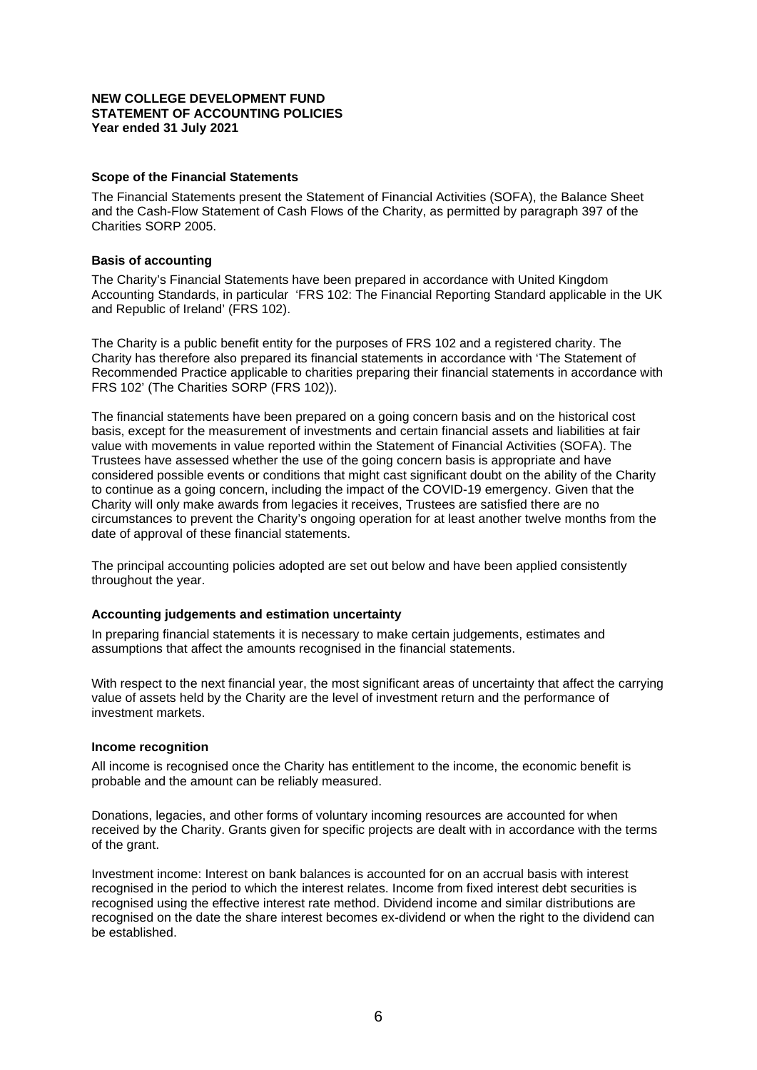**NEW COLLEGE DEVELOPMENT FUND**
**STATEMENT OF ACCOUNTING POLICIES**
**Year ended 31 July 2021**

### Scope of the Financial Statements

The Financial Statements present the Statement of Financial Activities (SOFA), the Balance Sheet and the Cash-Flow Statement of Cash Flows of the Charity, as permitted by paragraph 397 of the Charities SORP 2005.

### Basis of accounting

The Charity's Financial Statements have been prepared in accordance with United Kingdom Accounting Standards, in particular 'FRS 102: The Financial Reporting Standard applicable in the UK and Republic of Ireland' (FRS 102).

The Charity is a public benefit entity for the purposes of FRS 102 and a registered charity. The Charity has therefore also prepared its financial statements in accordance with 'The Statement of Recommended Practice applicable to charities preparing their financial statements in accordance with FRS 102' (The Charities SORP (FRS 102)).

The financial statements have been prepared on a going concern basis and on the historical cost basis, except for the measurement of investments and certain financial assets and liabilities at fair value with movements in value reported within the Statement of Financial Activities (SOFA). The Trustees have assessed whether the use of the going concern basis is appropriate and have considered possible events or conditions that might cast significant doubt on the ability of the Charity to continue as a going concern, including the impact of the COVID-19 emergency. Given that the Charity will only make awards from legacies it receives, Trustees are satisfied there are no circumstances to prevent the Charity's ongoing operation for at least another twelve months from the date of approval of these financial statements.

The principal accounting policies adopted are set out below and have been applied consistently throughout the year.

### Accounting judgements and estimation uncertainty

In preparing financial statements it is necessary to make certain judgements, estimates and assumptions that affect the amounts recognised in the financial statements.

With respect to the next financial year, the most significant areas of uncertainty that affect the carrying value of assets held by the Charity are the level of investment return and the performance of investment markets.

### Income recognition

All income is recognised once the Charity has entitlement to the income, the economic benefit is probable and the amount can be reliably measured.

Donations, legacies, and other forms of voluntary incoming resources are accounted for when received by the Charity. Grants given for specific projects are dealt with in accordance with the terms of the grant.

Investment income: Interest on bank balances is accounted for on an accrual basis with interest recognised in the period to which the interest relates. Income from fixed interest debt securities is recognised using the effective interest rate method. Dividend income and similar distributions are recognised on the date the share interest becomes ex-dividend or when the right to the dividend can be established.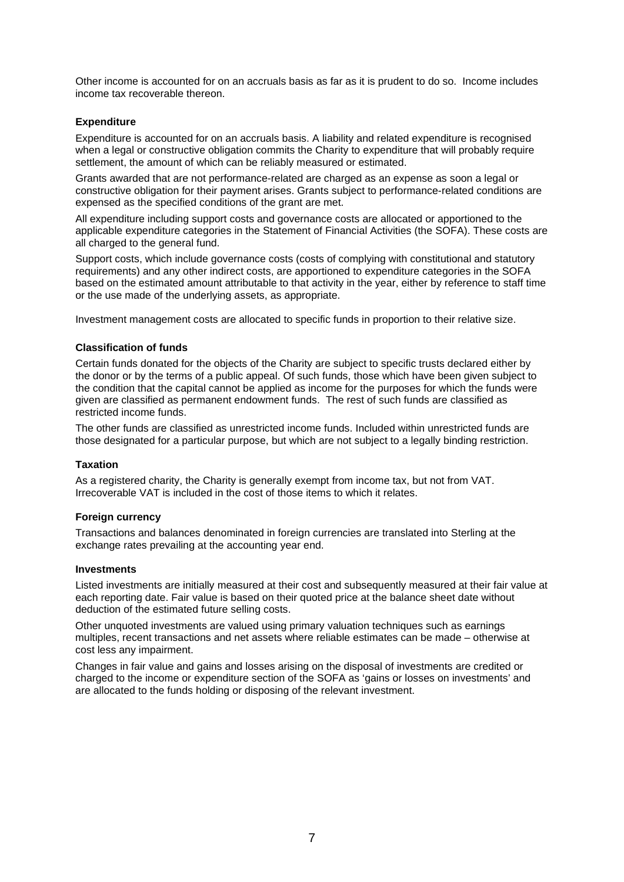Other income is accounted for on an accruals basis as far as it is prudent to do so. Income includes income tax recoverable thereon.

**Expenditure**

Expenditure is accounted for on an accruals basis. A liability and related expenditure is recognised when a legal or constructive obligation commits the Charity to expenditure that will probably require settlement, the amount of which can be reliably measured or estimated.

Grants awarded that are not performance-related are charged as an expense as soon a legal or constructive obligation for their payment arises. Grants subject to performance-related conditions are expensed as the specified conditions of the grant are met.

All expenditure including support costs and governance costs are allocated or apportioned to the applicable expenditure categories in the Statement of Financial Activities (the SOFA). These costs are all charged to the general fund.

Support costs, which include governance costs (costs of complying with constitutional and statutory requirements) and any other indirect costs, are apportioned to expenditure categories in the SOFA based on the estimated amount attributable to that activity in the year, either by reference to staff time or the use made of the underlying assets, as appropriate.

Investment management costs are allocated to specific funds in proportion to their relative size.

**Classification of funds**

Certain funds donated for the objects of the Charity are subject to specific trusts declared either by the donor or by the terms of a public appeal. Of such funds, those which have been given subject to the condition that the capital cannot be applied as income for the purposes for which the funds were given are classified as permanent endowment funds. The rest of such funds are classified as restricted income funds.

The other funds are classified as unrestricted income funds. Included within unrestricted funds are those designated for a particular purpose, but which are not subject to a legally binding restriction.

**Taxation**

As a registered charity, the Charity is generally exempt from income tax, but not from VAT. Irrecoverable VAT is included in the cost of those items to which it relates.

**Foreign currency**

Transactions and balances denominated in foreign currencies are translated into Sterling at the exchange rates prevailing at the accounting year end.

**Investments**

Listed investments are initially measured at their cost and subsequently measured at their fair value at each reporting date. Fair value is based on their quoted price at the balance sheet date without deduction of the estimated future selling costs.

Other unquoted investments are valued using primary valuation techniques such as earnings multiples, recent transactions and net assets where reliable estimates can be made – otherwise at cost less any impairment.

Changes in fair value and gains and losses arising on the disposal of investments are credited or charged to the income or expenditure section of the SOFA as 'gains or losses on investments' and are allocated to the funds holding or disposing of the relevant investment.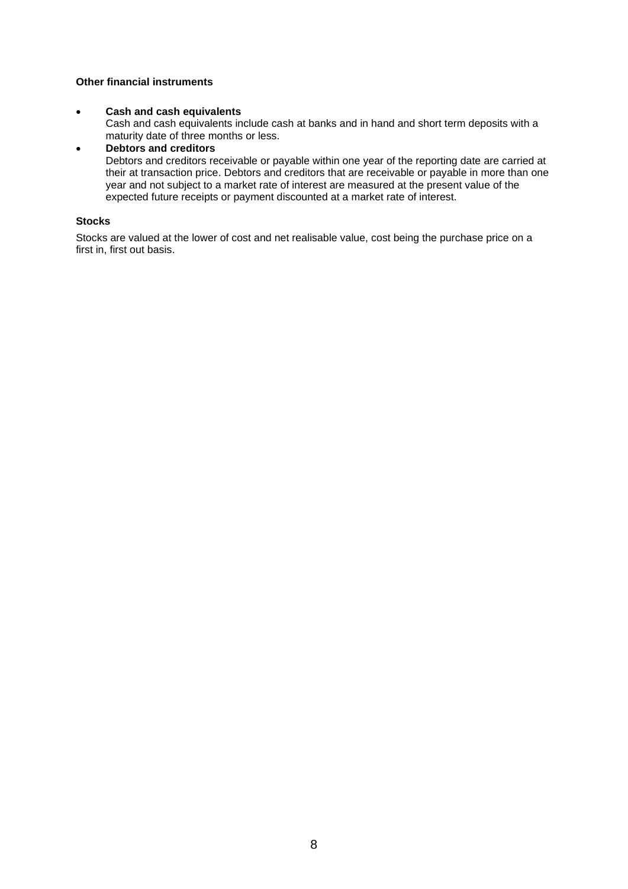**Other financial instruments**

- **Cash and cash equivalents**
  Cash and cash equivalents include cash at banks and in hand and short term deposits with a maturity date of three months or less.
- **Debtors and creditors**
  Debtors and creditors receivable or payable within one year of the reporting date are carried at their at transaction price. Debtors and creditors that are receivable or payable in more than one year and not subject to a market rate of interest are measured at the present value of the expected future receipts or payment discounted at a market rate of interest.

**Stocks**

Stocks are valued at the lower of cost and net realisable value, cost being the purchase price on a first in, first out basis.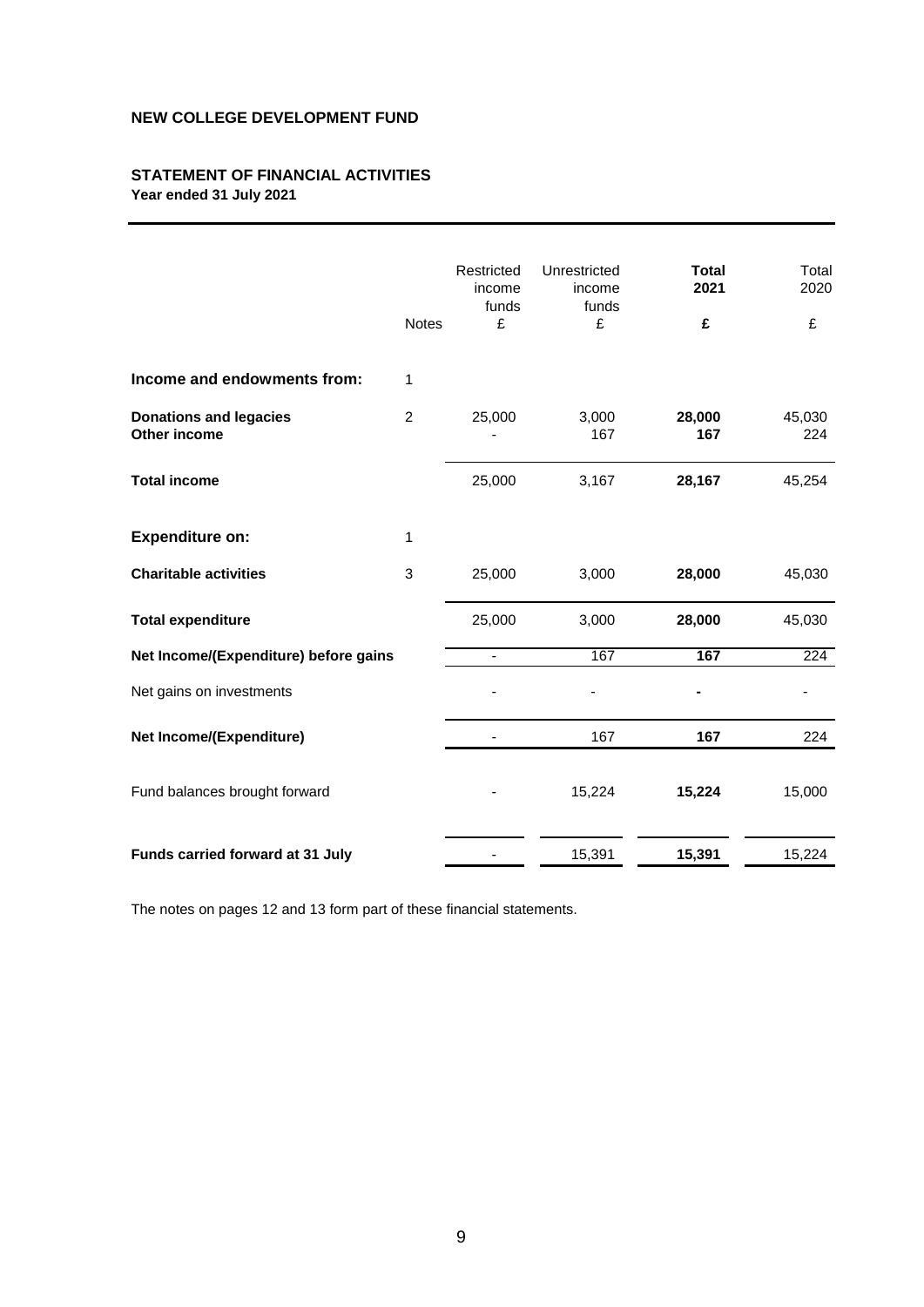**NEW COLLEGE DEVELOPMENT FUND**

## STATEMENT OF FINANCIAL ACTIVITIES

**Year ended 31 July 2021**

| | Notes | Restricted income funds £ | Unrestricted income funds £ | **Total 2021 £** | Total 2020 £ |
|---|---|---|---|---|---|
| **Income and endowments from:** | 1 | | | | |
| **Donations and legacies** | 2 | 25,000 | 3,000 | **28,000** | 45,030 |
| **Other income** | | - | 167 | **167** | 224 |
| **Total income** | | 25,000 | 3,167 | **28,167** | 45,254 |
| **Expenditure on:** | 1 | | | | |
| **Charitable activities** | 3 | 25,000 | 3,000 | **28,000** | 45,030 |
| **Total expenditure** | | 25,000 | 3,000 | **28,000** | 45,030 |
| **Net Income/(Expenditure) before gains** | | - | 167 | **167** | 224 |
| Net gains on investments | | - | - | **-** | - |
| **Net Income/(Expenditure)** | | - | 167 | **167** | 224 |
| Fund balances brought forward | | - | 15,224 | **15,224** | 15,000 |
| **Funds carried forward at 31 July** | | - | 15,391 | **15,391** | 15,224 |

The notes on pages 12 and 13 form part of these financial statements.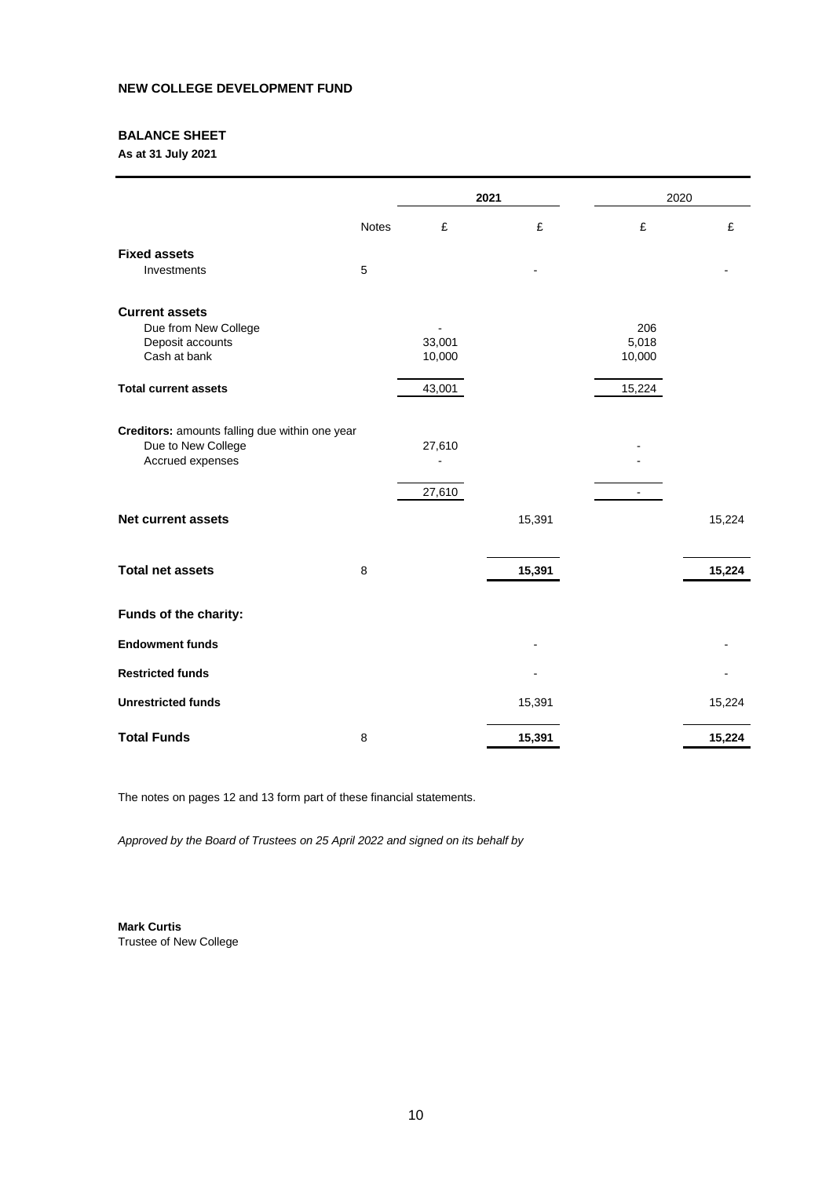**NEW COLLEGE DEVELOPMENT FUND**

## BALANCE SHEET

**As at 31 July 2021**

| | Notes | **2021** | | 2020 | |
|---|---|---|---|---|---|
| | | £ | £ | £ | £ |
| **Fixed assets** | | | | | |
| Investments | 5 | | - | | - |
| **Current assets** | | | | | |
| Due from New College | | - | | 206 | |
| Deposit accounts | | 33,001 | | 5,018 | |
| Cash at bank | | 10,000 | | 10,000 | |
| **Total current assets** | | 43,001 | | 15,224 | |
| **Creditors:** amounts falling due within one year | | | | | |
| Due to New College | | 27,610 | | - | |
| Accrued expenses | | - | | - | |
| | | 27,610 | | - | |
| **Net current assets** | | | 15,391 | | 15,224 |
| **Total net assets** | 8 | | **15,391** | | **15,224** |
| **Funds of the charity:** | | | | | |
| **Endowment funds** | | | - | | - |
| **Restricted funds** | | | - | | - |
| **Unrestricted funds** | | | 15,391 | | 15,224 |
| **Total Funds** | 8 | | **15,391** | | **15,224** |

The notes on pages 12 and 13 form part of these financial statements.

*Approved by the Board of Trustees on 25 April 2022 and signed on its behalf by*

**Mark Curtis**
Trustee of New College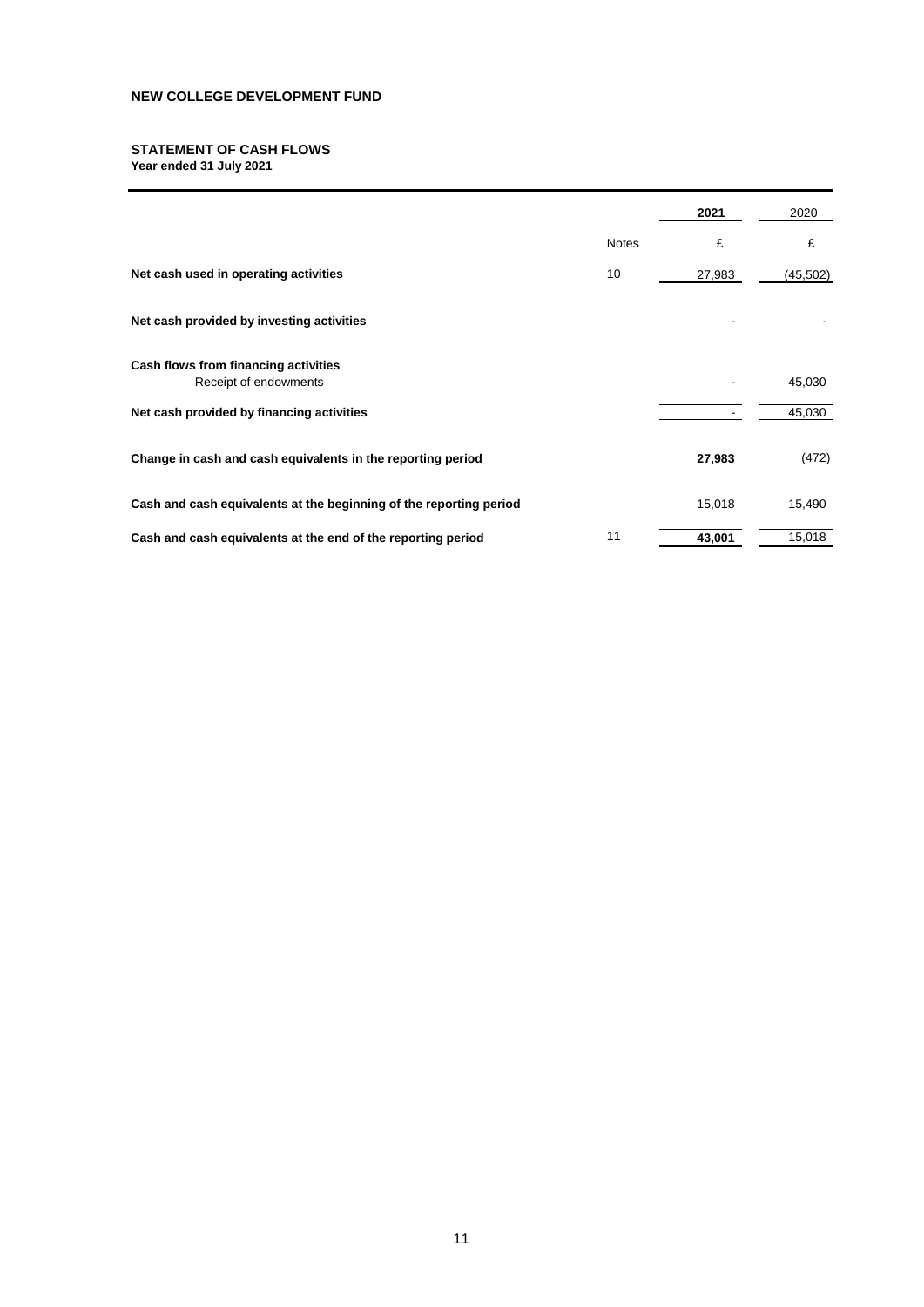**NEW COLLEGE DEVELOPMENT FUND**

## STATEMENT OF CASH FLOWS

**Year ended 31 July 2021**

| | Notes | 2021 | 2020 |
|---|---|---|---|
| | | £ | £ |
| **Net cash used in operating activities** | 10 | 27,983 | (45,502) |
| **Net cash provided by investing activities** | | - | - |
| **Cash flows from financing activities** | | | |
| Receipt of endowments | | - | 45,030 |
| **Net cash provided by financing activities** | | - | 45,030 |
| **Change in cash and cash equivalents in the reporting period** | | **27,983** | (472) |
| **Cash and cash equivalents at the beginning of the reporting period** | | 15,018 | 15,490 |
| **Cash and cash equivalents at the end of the reporting period** | 11 | **43,001** | 15,018 |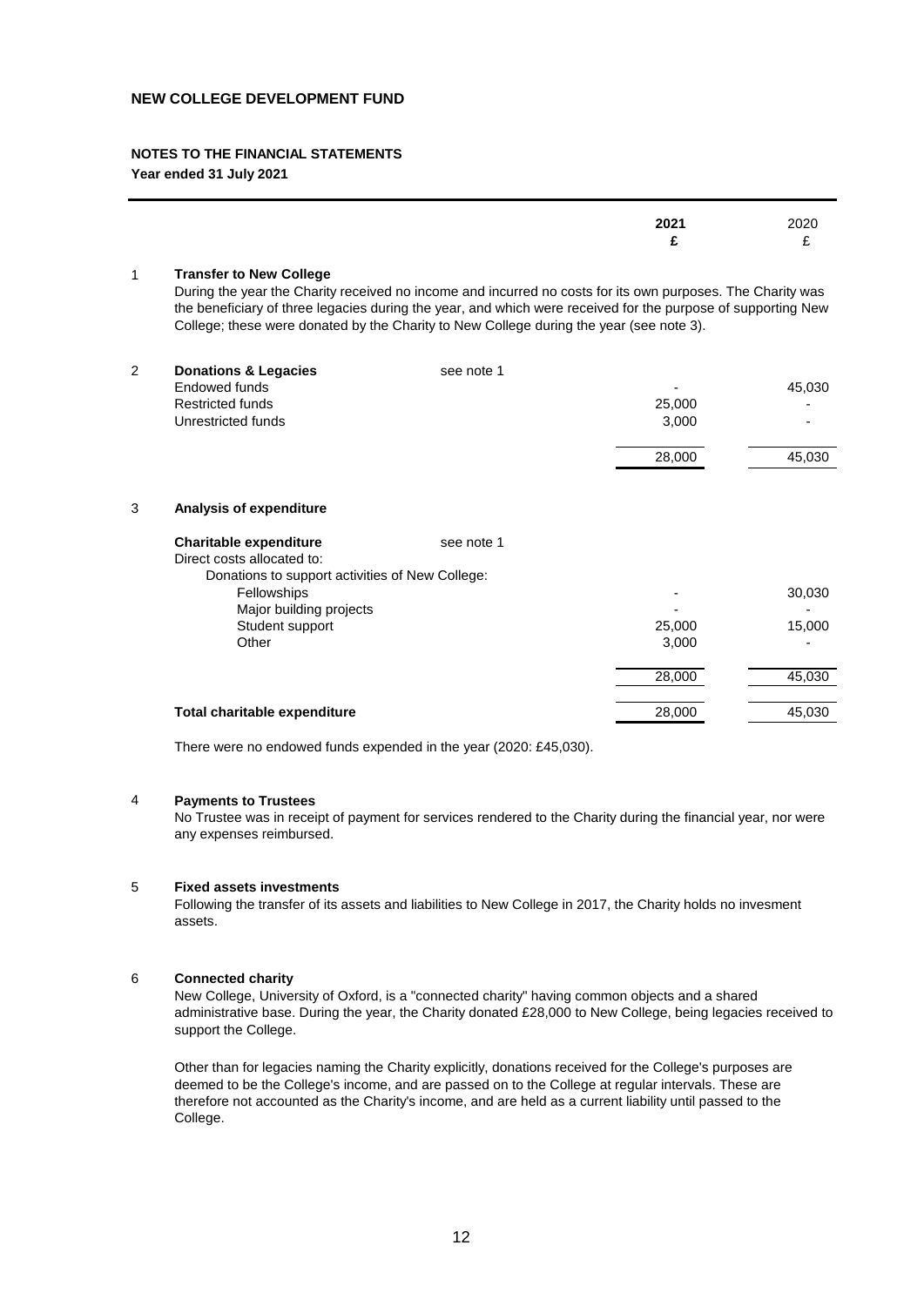**NEW COLLEGE DEVELOPMENT FUND**

**NOTES TO THE FINANCIAL STATEMENTS**
**Year ended 31 July 2021**

| | | | **2021** | 2020 |
|---|---|---|---|---|
| | | | **£** | £ |

**1 Transfer to New College**

During the year the Charity received no income and incurred no costs for its own purposes. The Charity was the beneficiary of three legacies during the year, and which were received for the purpose of supporting New College; these were donated by the Charity to New College during the year (see note 3).

**2 Donations & Legacies** — see note 1

| | 2021 £ | 2020 £ |
|---|---|---|
| Endowed funds | - | 45,030 |
| Restricted funds | 25,000 | - |
| Unrestricted funds | 3,000 | - |
| | 28,000 | 45,030 |

**3 Analysis of expenditure**

**Charitable expenditure** — see note 1

| | 2021 £ | 2020 £ |
|---|---|---|
| Direct costs allocated to: | | |
| Donations to support activities of New College: | | |
| Fellowships | - | 30,030 |
| Major building projects | - | - |
| Student support | 25,000 | 15,000 |
| Other | 3,000 | - |
| | 28,000 | 45,030 |
| **Total charitable expenditure** | 28,000 | 45,030 |

There were no endowed funds expended in the year (2020: £45,030).

**4 Payments to Trustees**

No Trustee was in receipt of payment for services rendered to the Charity during the financial year, nor were any expenses reimbursed.

**5 Fixed assets investments**

Following the transfer of its assets and liabilities to New College in 2017, the Charity holds no invesment assets.

**6 Connected charity**

New College, University of Oxford, is a "connected charity" having common objects and a shared administrative base. During the year, the Charity donated £28,000 to New College, being legacies received to support the College.

Other than for legacies naming the Charity explicitly, donations received for the College's purposes are deemed to be the College's income, and are passed on to the College at regular intervals. These are therefore not accounted as the Charity's income, and are held as a current liability until passed to the College.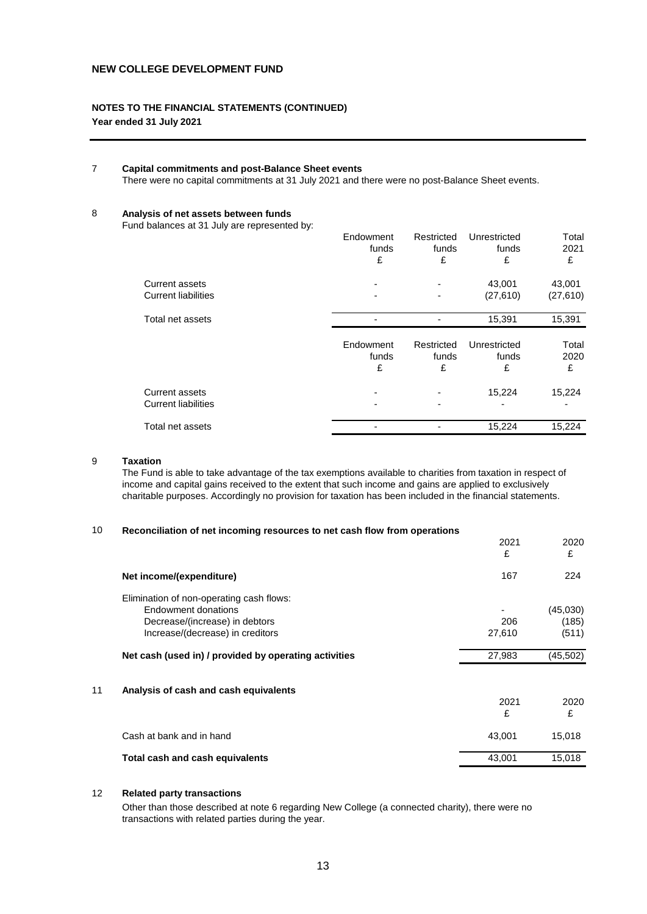**NEW COLLEGE DEVELOPMENT FUND**

**NOTES TO THE FINANCIAL STATEMENTS (CONTINUED)**
**Year ended 31 July 2021**

## 7 Capital commitments and post-Balance Sheet events

There were no capital commitments at 31 July 2021 and there were no post-Balance Sheet events.

## 8 Analysis of net assets between funds

Fund balances at 31 July are represented by:

| | Endowment funds £ | Restricted funds £ | Unrestricted funds £ | Total 2021 £ |
|---|---|---|---|---|
| Current assets | - | - | 43,001 | 43,001 |
| Current liabilities | - | - | (27,610) | (27,610) |
| Total net assets | - | - | 15,391 | 15,391 |

| | Endowment funds £ | Restricted funds £ | Unrestricted funds £ | Total 2020 £ |
|---|---|---|---|---|
| Current assets | - | - | 15,224 | 15,224 |
| Current liabilities | - | - | - | - |
| Total net assets | - | - | 15,224 | 15,224 |

## 9 Taxation

The Fund is able to take advantage of the tax exemptions available to charities from taxation in respect of income and capital gains received to the extent that such income and gains are applied to exclusively charitable purposes. Accordingly no provision for taxation has been included in the financial statements.

## 10 Reconciliation of net incoming resources to net cash flow from operations

| | 2021 £ | 2020 £ |
|---|---|---|
| **Net income/(expenditure)** | 167 | 224 |
| Elimination of non-operating cash flows: | | |
| Endowment donations | - | (45,030) |
| Decrease/(increase) in debtors | 206 | (185) |
| Increase/(decrease) in creditors | 27,610 | (511) |
| **Net cash (used in) / provided by operating activities** | 27,983 | (45,502) |

## 11 Analysis of cash and cash equivalents

| | 2021 £ | 2020 £ |
|---|---|---|
| Cash at bank and in hand | 43,001 | 15,018 |
| **Total cash and cash equivalents** | 43,001 | 15,018 |

## 12 Related party transactions

Other than those described at note 6 regarding New College (a connected charity), there were no transactions with related parties during the year.